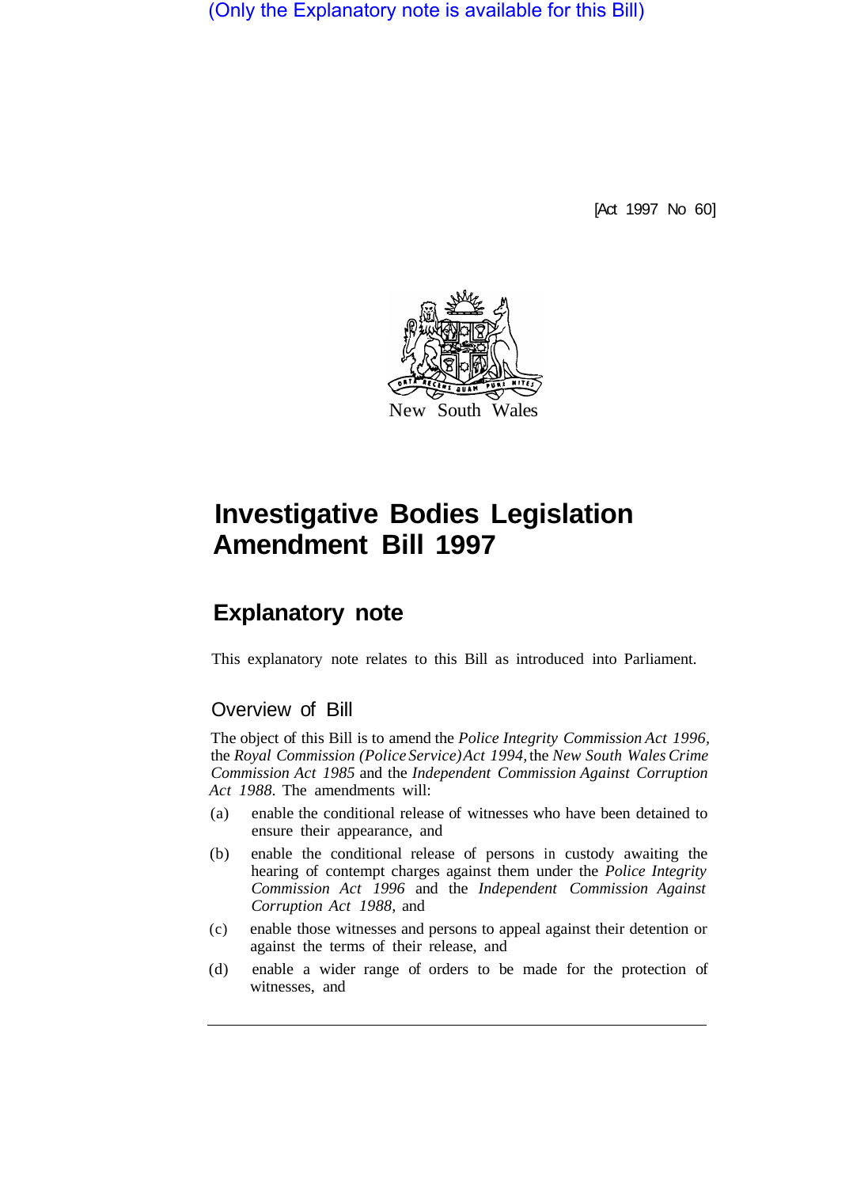(Only the Explanatory note is available for this Bill)

[Act 1997 No 60]

New South Wales

# Investigative Bodies Legislation Amendment Bill 1997

## Explanatory note

This explanatory note relates to this Bill as introduced into Parliament.

### Overview of Bill

The object of this Bill is to amend the *Police Integrity Commission Act 1996*, the *Royal Commission (Police Service) Act 1994*, the *New South Wales Crime Commission Act 1985* and the *Independent Commission Against Corruption Act 1988*. The amendments will:

(a) enable the conditional release of witnesses who have been detained to ensure their appearance, and

(b) enable the conditional release of persons in custody awaiting the hearing of contempt charges against them under the *Police Integrity Commission Act 1996* and the *Independent Commission Against Corruption Act 1988*, and

(c) enable those witnesses and persons to appeal against their detention or against the terms of their release, and

(d) enable a wider range of orders to be made for the protection of witnesses, and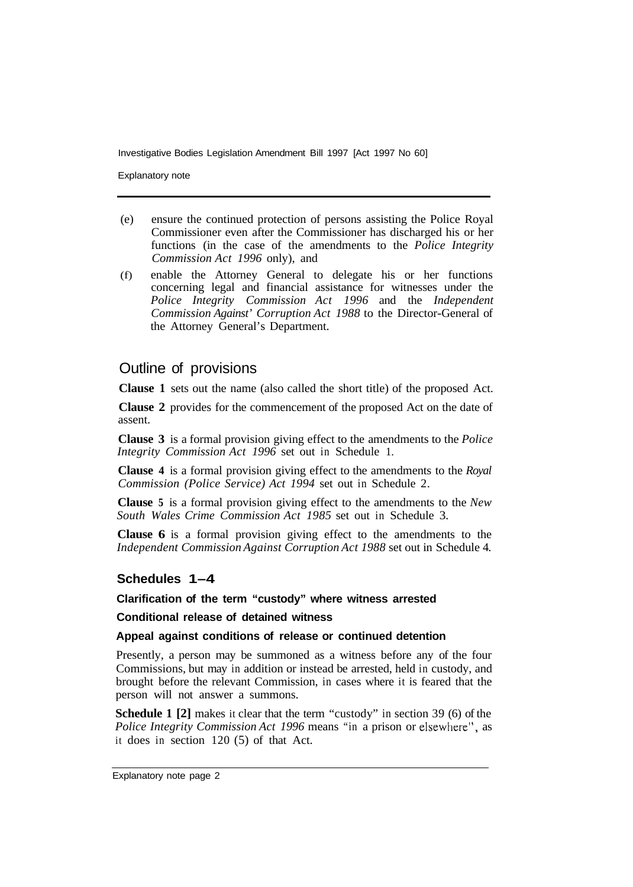(e) ensure the continued protection of persons assisting the Police Royal Commissioner even after the Commissioner has discharged his or her functions (in the case of the amendments to the *Police Integrity Commission Act 1996* only), and

(f) enable the Attorney General to delegate his or her functions concerning legal and financial assistance for witnesses under the *Police Integrity Commission Act 1996* and the *Independent Commission Against' Corruption Act 1988* to the Director-General of the Attorney General's Department.

## Outline of provisions

**Clause 1** sets out the name (also called the short title) of the proposed Act.

**Clause 2** provides for the commencement of the proposed Act on the date of assent.

**Clause 3** is a formal provision giving effect to the amendments to the *Police Integrity Commission Act 1996* set out in Schedule 1.

**Clause 4** is a formal provision giving effect to the amendments to the *Royal Commission (Police Service) Act 1994* set out in Schedule 2.

**Clause 5** is a formal provision giving effect to the amendments to the *New South Wales Crime Commission Act 1985* set out in Schedule 3.

**Clause 6** is a formal provision giving effect to the amendments to the *Independent Commission Against Corruption Act 1988* set out in Schedule 4.

### Schedules 1–4

#### Clarification of the term "custody" where witness arrested

#### Conditional release of detained witness

#### Appeal against conditions of release or continued detention

Presently, a person may be summoned as a witness before any of the four Commissions, but may in addition or instead be arrested, held in custody, and brought before the relevant Commission, in cases where it is feared that the person will not answer a summons.

**Schedule 1 [2]** makes it clear that the term "custody" in section 39 (6) of the *Police Integrity Commission Act 1996* means "in a prison or elsewhere", as it does in section 120 (5) of that Act.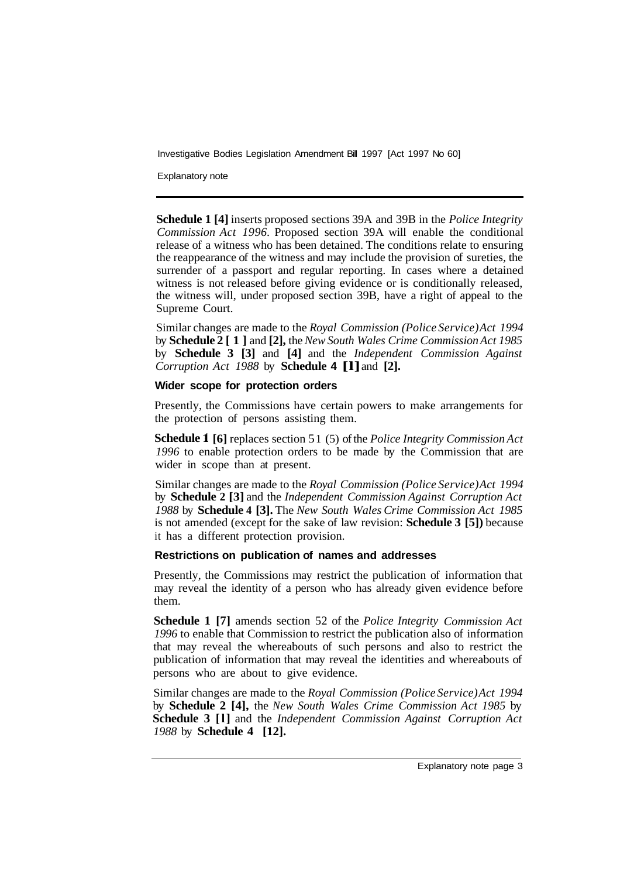**Schedule 1 [4]** inserts proposed sections 39A and 39B in the *Police Integrity Commission Act 1996*. Proposed section 39A will enable the conditional release of a witness who has been detained. The conditions relate to ensuring the reappearance of the witness and may include the provision of sureties, the surrender of a passport and regular reporting. In cases where a detained witness is not released before giving evidence or is conditionally released, the witness will, under proposed section 39B, have a right of appeal to the Supreme Court.

Similar changes are made to the *Royal Commission (Police Service) Act 1994* by **Schedule 2 [1]** and **[2],** the *New South Wales Crime Commission Act 1985* by **Schedule 3 [3]** and **[4]** and the *Independent Commission Against Corruption Act 1988* by **Schedule 4 [1]** and **[2].**

### Wider scope for protection orders

Presently, the Commissions have certain powers to make arrangements for the protection of persons assisting them.

**Schedule 1 [6]** replaces section 51 (5) of the *Police Integrity Commission Act 1996* to enable protection orders to be made by the Commission that are wider in scope than at present.

Similar changes are made to the *Royal Commission (Police Service) Act 1994* by **Schedule 2 [3]** and the *Independent Commission Against Corruption Act 1988* by **Schedule 4 [3].** The *New South Wales Crime Commission Act 1985* is not amended (except for the sake of law revision: **Schedule 3 [5])** because it has a different protection provision.

### Restrictions on publication of names and addresses

Presently, the Commissions may restrict the publication of information that may reveal the identity of a person who has already given evidence before them.

**Schedule 1 [7]** amends section 52 of the *Police Integrity Commission Act 1996* to enable that Commission to restrict the publication also of information that may reveal the whereabouts of such persons and also to restrict the publication of information that may reveal the identities and whereabouts of persons who are about to give evidence.

Similar changes are made to the *Royal Commission (Police Service) Act 1994* by **Schedule 2 [4],** the *New South Wales Crime Commission Act 1985* by **Schedule 3 [1]** and the *Independent Commission Against Corruption Act 1988* by **Schedule 4 [12].**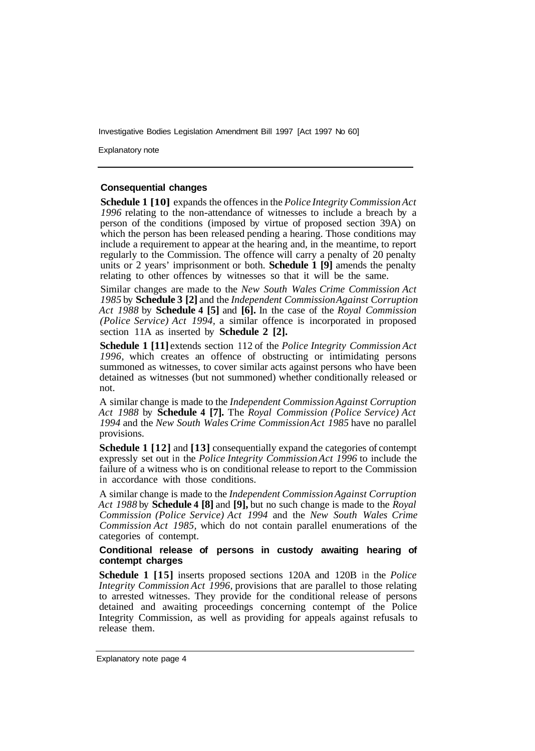### Consequential changes

**Schedule 1 [10]** expands the offences in the *Police Integrity Commission Act 1996* relating to the non-attendance of witnesses to include a breach by a person of the conditions (imposed by virtue of proposed section 39A) on which the person has been released pending a hearing. Those conditions may include a requirement to appear at the hearing and, in the meantime, to report regularly to the Commission. The offence will carry a penalty of 20 penalty units or 2 years' imprisonment or both. **Schedule 1 [9]** amends the penalty relating to other offences by witnesses so that it will be the same.

Similar changes are made to the *New South Wales Crime Commission Act 1985* by **Schedule 3 [2]** and the *Independent Commission Against Corruption Act 1988* by **Schedule 4 [5]** and **[6].** In the case of the *Royal Commission (Police Service) Act 1994,* a similar offence is incorporated in proposed section 11A as inserted by **Schedule 2 [2].**

**Schedule 1 [11]** extends section 112 of the *Police Integrity Commission Act 1996,* which creates an offence of obstructing or intimidating persons summoned as witnesses, to cover similar acts against persons who have been detained as witnesses (but not summoned) whether conditionally released or not.

A similar change is made to the *Independent Commission Against Corruption Act 1988* by **Schedule 4 [7].** The *Royal Commission (Police Service) Act 1994* and the *New South Wales Crime Commission Act 1985* have no parallel provisions.

**Schedule 1 [12]** and **[13]** consequentially expand the categories of contempt expressly set out in the *Police Integrity Commission Act 1996* to include the failure of a witness who is on conditional release to report to the Commission in accordance with those conditions.

A similar change is made to the *Independent Commission Against Corruption Act 1988* by **Schedule 4 [8]** and **[9],** but no such change is made to the *Royal Commission (Police Service) Act 1994* and the *New South Wales Crime Commission Act 1985,* which do not contain parallel enumerations of the categories of contempt.

### Conditional release of persons in custody awaiting hearing of contempt charges

**Schedule 1 [15]** inserts proposed sections 120A and 120B in the *Police Integrity Commission Act 1996,* provisions that are parallel to those relating to arrested witnesses. They provide for the conditional release of persons detained and awaiting proceedings concerning contempt of the Police Integrity Commission, as well as providing for appeals against refusals to release them.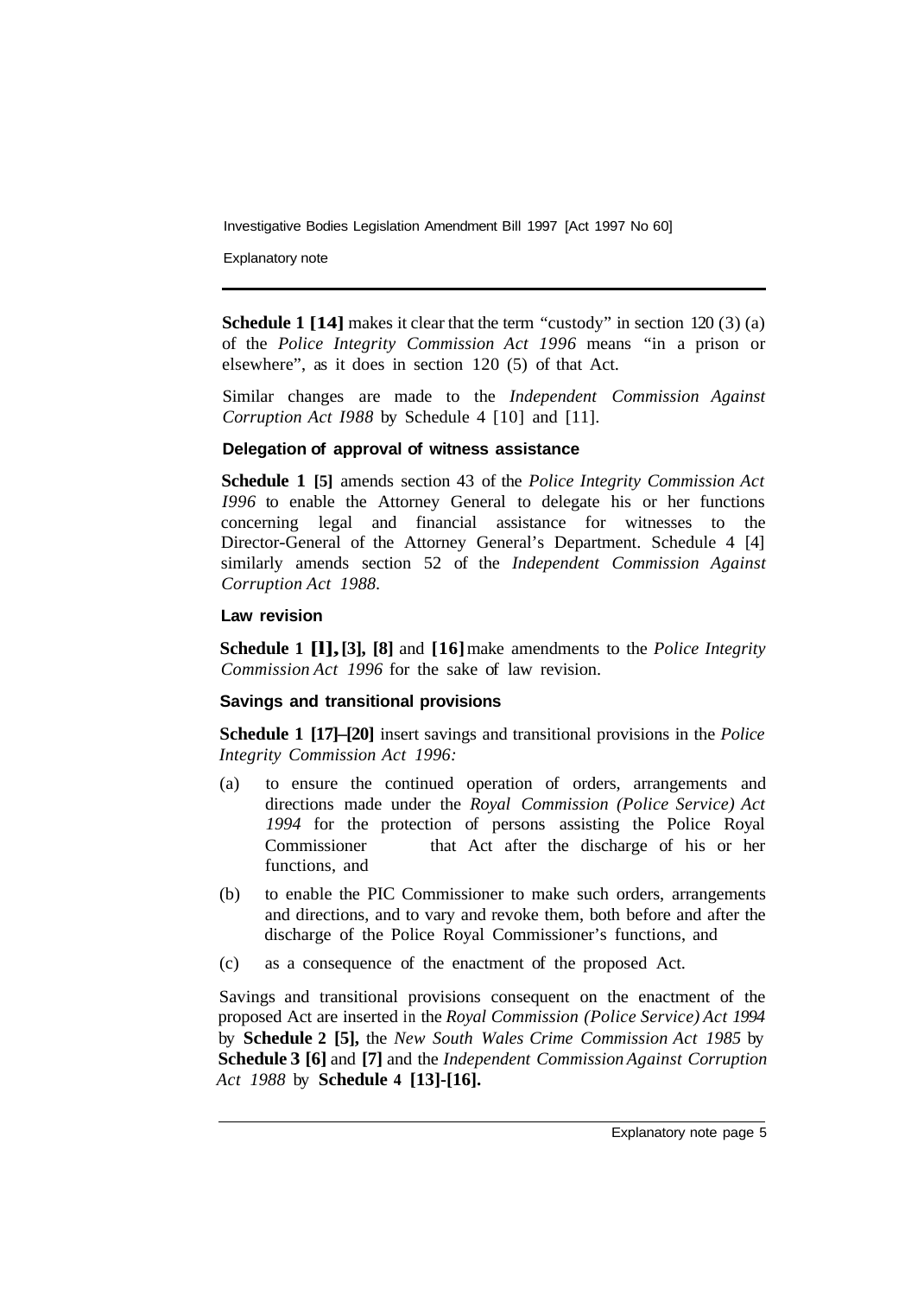**Schedule 1 [14]** makes it clear that the term "custody" in section 120 (3) (a) of the *Police Integrity Commission Act 1996* means "in a prison or elsewhere", as it does in section 120 (5) of that Act.

Similar changes are made to the *Independent Commission Against Corruption Act I988* by Schedule 4 [10] and [11].

### Delegation of approval of witness assistance

**Schedule 1 [5]** amends section 43 of the *Police Integrity Commission Act I996* to enable the Attorney General to delegate his or her functions concerning legal and financial assistance for witnesses to the Director-General of the Attorney General's Department. Schedule 4 [4] similarly amends section 52 of the *Independent Commission Against Corruption Act 1988*.

### Law revision

**Schedule 1 [l], [3], [8]** and **[16]** make amendments to the *Police Integrity Commission Act 1996* for the sake of law revision.

### Savings and transitional provisions

**Schedule 1 [17]–[20]** insert savings and transitional provisions in the *Police Integrity Commission Act 1996:*

(a) to ensure the continued operation of orders, arrangements and directions made under the *Royal Commission (Police Service) Act 1994* for the protection of persons assisting the Police Royal Commissioner that Act after the discharge of his or her functions, and

(b) to enable the PIC Commissioner to make such orders, arrangements and directions, and to vary and revoke them, both before and after the discharge of the Police Royal Commissioner's functions, and

(c) as a consequence of the enactment of the proposed Act.

Savings and transitional provisions consequent on the enactment of the proposed Act are inserted in the *Royal Commission (Police Service) Act 1994* by **Schedule 2 [5],** the *New South Wales Crime Commission Act 1985* by **Schedule 3 [6]** and **[7]** and the *Independent Commission Against Corruption Act 1988* by **Schedule 4 [13]-[16].**